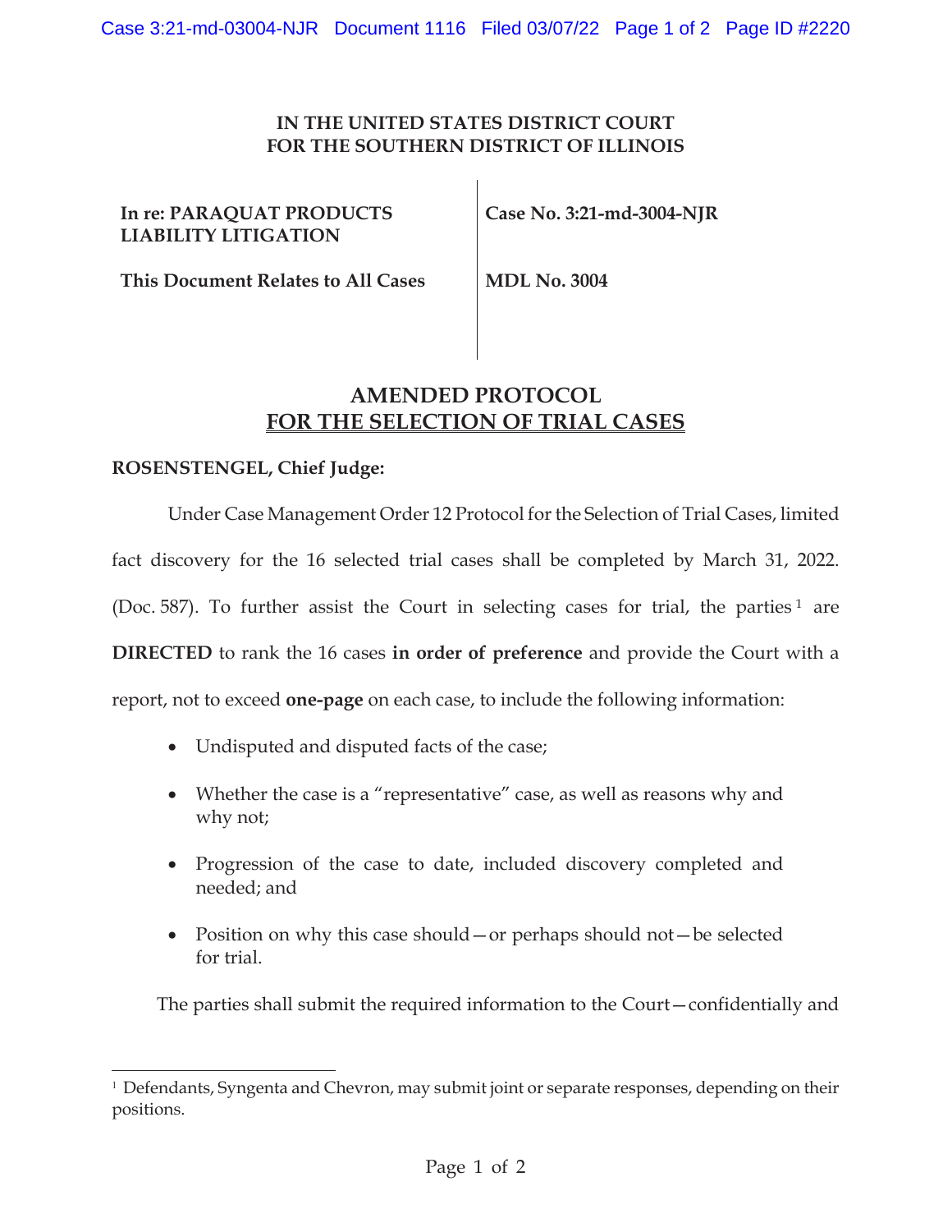**IN THE UNITED STATES DISTRICT COURT**
**FOR THE SOUTHERN DISTRICT OF ILLINOIS**

| | |
|---|---|
| **In re: PARAQUAT PRODUCTS LIABILITY LITIGATION** | **Case No. 3:21-md-3004-NJR** |
| **This Document Relates to All Cases** | **MDL No. 3004** |

# AMENDED PROTOCOL FOR THE SELECTION OF TRIAL CASES

**ROSENSTENGEL, Chief Judge:**

Under Case Management Order 12 Protocol for the Selection of Trial Cases, limited fact discovery for the 16 selected trial cases shall be completed by March 31, 2022. (Doc. 587). To further assist the Court in selecting cases for trial, the parties[1] are **DIRECTED** to rank the 16 cases **in order of preference** and provide the Court with a report, not to exceed **one-page** on each case, to include the following information:

- Undisputed and disputed facts of the case;
- Whether the case is a "representative" case, as well as reasons why and why not;
- Progression of the case to date, included discovery completed and needed; and
- Position on why this case should—or perhaps should not—be selected for trial.

The parties shall submit the required information to the Court—confidentially and

[1] Defendants, Syngenta and Chevron, may submit joint or separate responses, depending on their positions.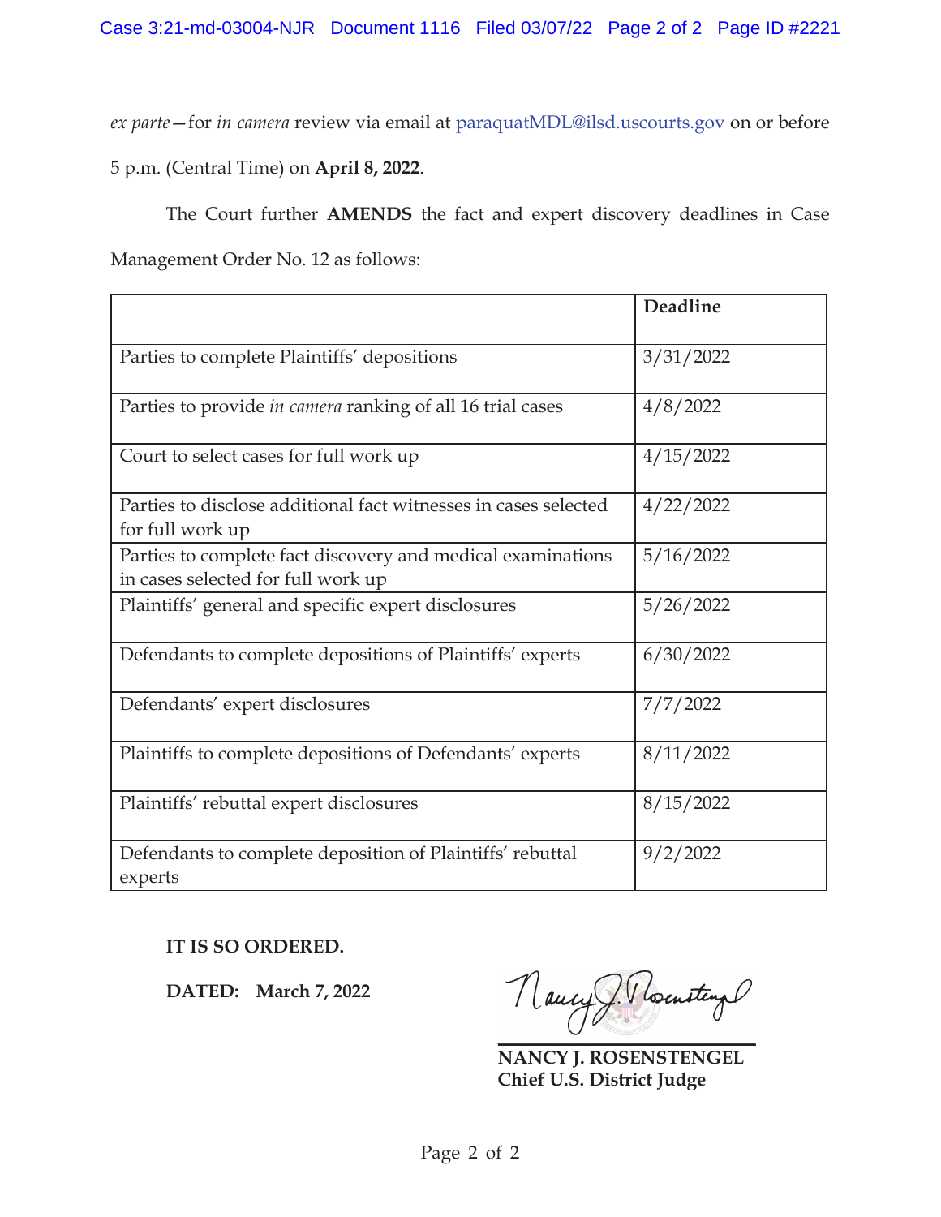*ex parte*—for *in camera* review via email at paraquatMDL@ilsd.uscourts.gov on or before 5 p.m. (Central Time) on **April 8, 2022**.

The Court further **AMENDS** the fact and expert discovery deadlines in Case Management Order No. 12 as follows:

| | **Deadline** |
|---|---|
| Parties to complete Plaintiffs' depositions | 3/31/2022 |
| Parties to provide *in camera* ranking of all 16 trial cases | 4/8/2022 |
| Court to select cases for full work up | 4/15/2022 |
| Parties to disclose additional fact witnesses in cases selected for full work up | 4/22/2022 |
| Parties to complete fact discovery and medical examinations in cases selected for full work up | 5/16/2022 |
| Plaintiffs' general and specific expert disclosures | 5/26/2022 |
| Defendants to complete depositions of Plaintiffs' experts | 6/30/2022 |
| Defendants' expert disclosures | 7/7/2022 |
| Plaintiffs to complete depositions of Defendants' experts | 8/11/2022 |
| Plaintiffs' rebuttal expert disclosures | 8/15/2022 |
| Defendants to complete deposition of Plaintiffs' rebuttal experts | 9/2/2022 |

**IT IS SO ORDERED.**

**DATED: March 7, 2022**

**NANCY J. ROSENSTENGEL**
**Chief U.S. District Judge**